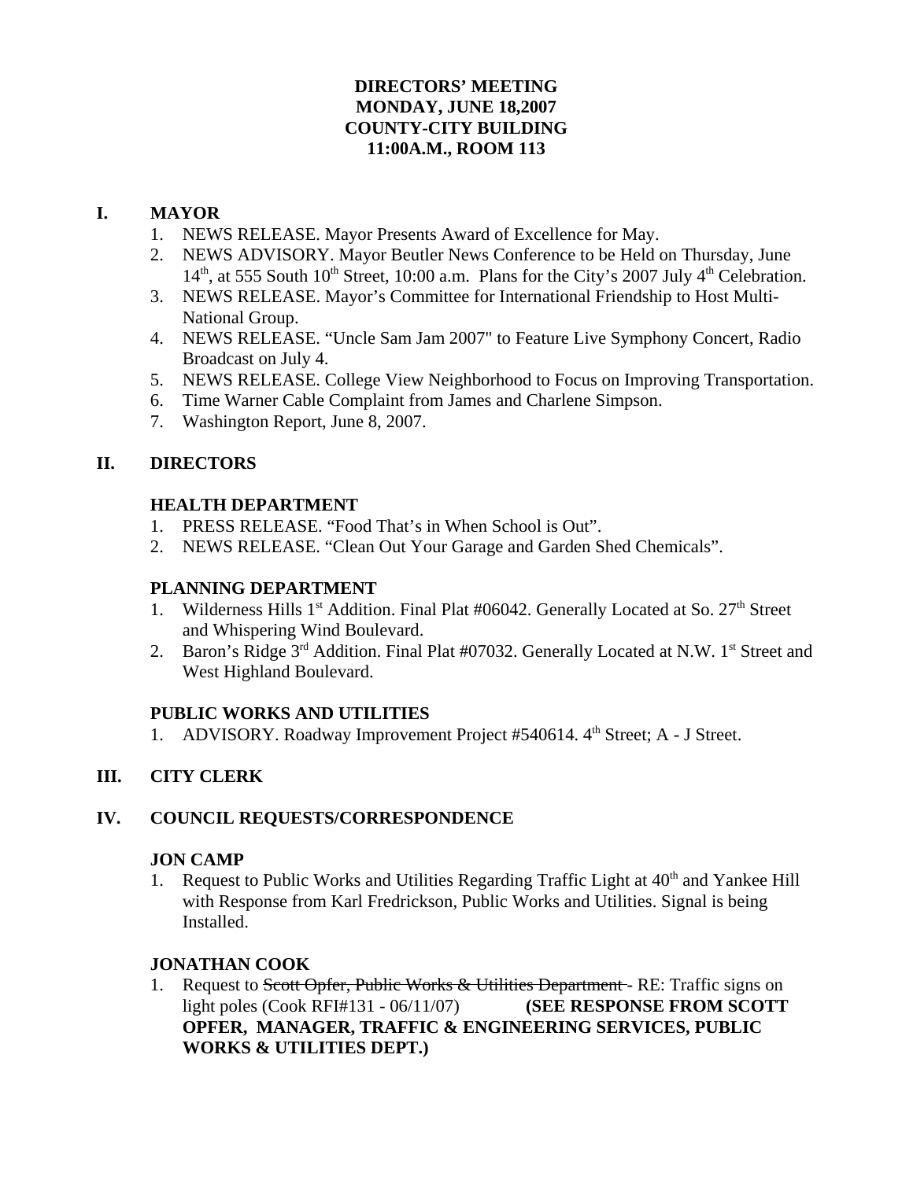**DIRECTORS' MEETING**
**MONDAY, JUNE 18,2007**
**COUNTY-CITY BUILDING**
**11:00A.M., ROOM 113**

## I. MAYOR

1. NEWS RELEASE. Mayor Presents Award of Excellence for May.
2. NEWS ADVISORY. Mayor Beutler News Conference to be Held on Thursday, June 14th, at 555 South 10th Street, 10:00 a.m. Plans for the City's 2007 July 4th Celebration.
3. NEWS RELEASE. Mayor's Committee for International Friendship to Host Multi-National Group.
4. NEWS RELEASE. "Uncle Sam Jam 2007" to Feature Live Symphony Concert, Radio Broadcast on July 4.
5. NEWS RELEASE. College View Neighborhood to Focus on Improving Transportation.
6. Time Warner Cable Complaint from James and Charlene Simpson.
7. Washington Report, June 8, 2007.

## II. DIRECTORS

### HEALTH DEPARTMENT

1. PRESS RELEASE. "Food That's in When School is Out".
2. NEWS RELEASE. "Clean Out Your Garage and Garden Shed Chemicals".

### PLANNING DEPARTMENT

1. Wilderness Hills 1st Addition. Final Plat #06042. Generally Located at So. 27th Street and Whispering Wind Boulevard.
2. Baron's Ridge 3rd Addition. Final Plat #07032. Generally Located at N.W. 1st Street and West Highland Boulevard.

### PUBLIC WORKS AND UTILITIES

1. ADVISORY. Roadway Improvement Project #540614. 4th Street; A - J Street.

## III. CITY CLERK

## IV. COUNCIL REQUESTS/CORRESPONDENCE

### JON CAMP

1. Request to Public Works and Utilities Regarding Traffic Light at 40th and Yankee Hill with Response from Karl Fredrickson, Public Works and Utilities. Signal is being Installed.

### JONATHAN COOK

1. Request to ~~Scott Opfer, Public Works & Utilities Department~~ - RE: Traffic signs on light poles (Cook RFI#131 - 06/11/07) **(SEE RESPONSE FROM SCOTT OPFER, MANAGER, TRAFFIC & ENGINEERING SERVICES, PUBLIC WORKS & UTILITIES DEPT.)**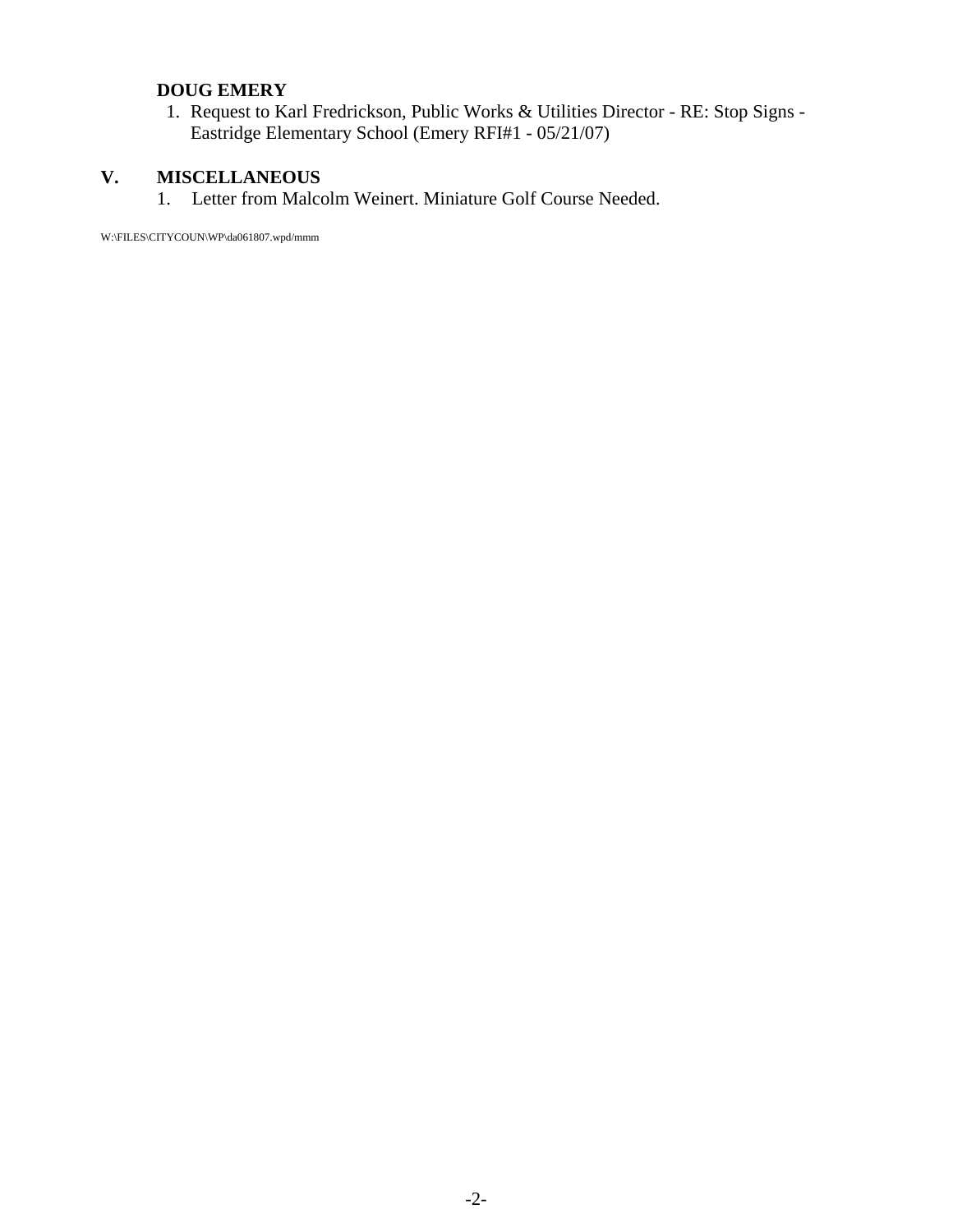**DOUG EMERY**

1. Request to Karl Fredrickson, Public Works & Utilities Director - RE: Stop Signs - Eastridge Elementary School (Emery RFI#1 - 05/21/07)

## V. MISCELLANEOUS

1. Letter from Malcolm Weinert. Miniature Golf Course Needed.

W:\FILES\CITYCOUN\WP\da061807.wpd/mmm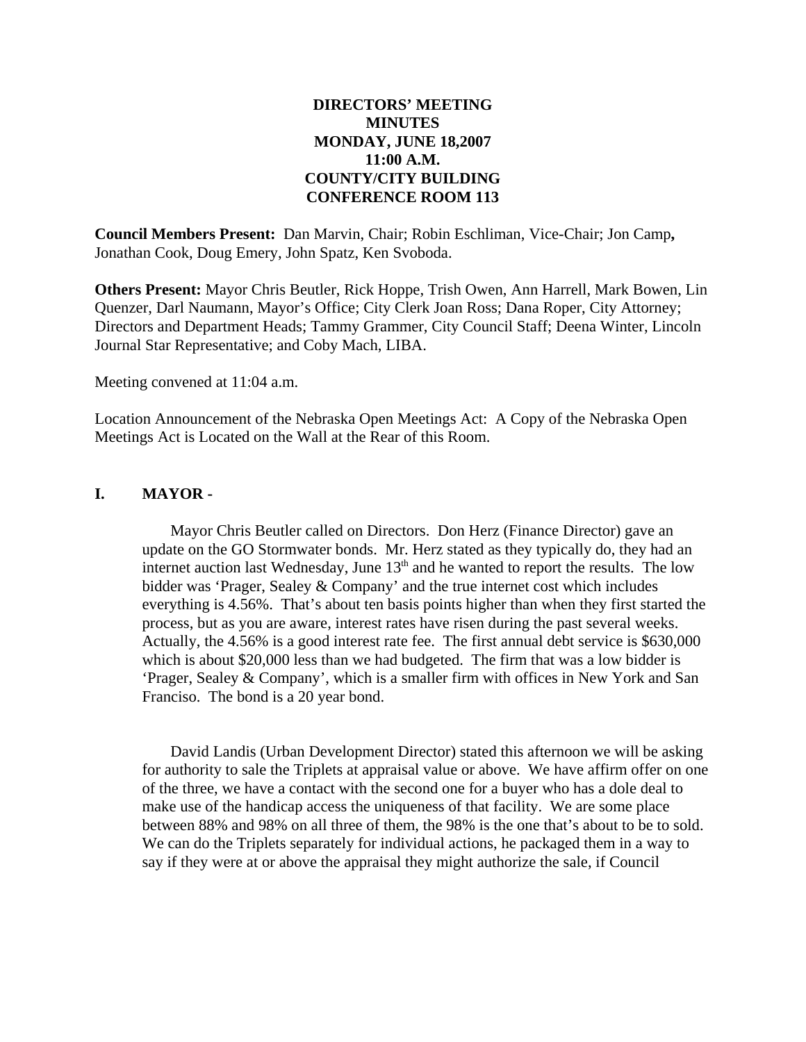**DIRECTORS' MEETING**
**MINUTES**
**MONDAY, JUNE 18,2007**
**11:00 A.M.**
**COUNTY/CITY BUILDING**
**CONFERENCE ROOM 113**

**Council Members Present:** Dan Marvin, Chair; Robin Eschliman, Vice-Chair; Jon Camp**,** Jonathan Cook, Doug Emery, John Spatz, Ken Svoboda.

**Others Present:** Mayor Chris Beutler, Rick Hoppe, Trish Owen, Ann Harrell, Mark Bowen, Lin Quenzer, Darl Naumann, Mayor's Office; City Clerk Joan Ross; Dana Roper, City Attorney; Directors and Department Heads; Tammy Grammer, City Council Staff; Deena Winter, Lincoln Journal Star Representative; and Coby Mach, LIBA.

Meeting convened at 11:04 a.m.

Location Announcement of the Nebraska Open Meetings Act: A Copy of the Nebraska Open Meetings Act is Located on the Wall at the Rear of this Room.

## I. MAYOR -

Mayor Chris Beutler called on Directors. Don Herz (Finance Director) gave an update on the GO Stormwater bonds. Mr. Herz stated as they typically do, they had an internet auction last Wednesday, June 13th and he wanted to report the results. The low bidder was 'Prager, Sealey & Company' and the true internet cost which includes everything is 4.56%. That's about ten basis points higher than when they first started the process, but as you are aware, interest rates have risen during the past several weeks. Actually, the 4.56% is a good interest rate fee. The first annual debt service is $630,000 which is about $20,000 less than we had budgeted. The firm that was a low bidder is 'Prager, Sealey & Company', which is a smaller firm with offices in New York and San Franciso. The bond is a 20 year bond.

David Landis (Urban Development Director) stated this afternoon we will be asking for authority to sale the Triplets at appraisal value or above. We have affirm offer on one of the three, we have a contact with the second one for a buyer who has a dole deal to make use of the handicap access the uniqueness of that facility. We are some place between 88% and 98% on all three of them, the 98% is the one that's about to be to sold. We can do the Triplets separately for individual actions, he packaged them in a way to say if they were at or above the appraisal they might authorize the sale, if Council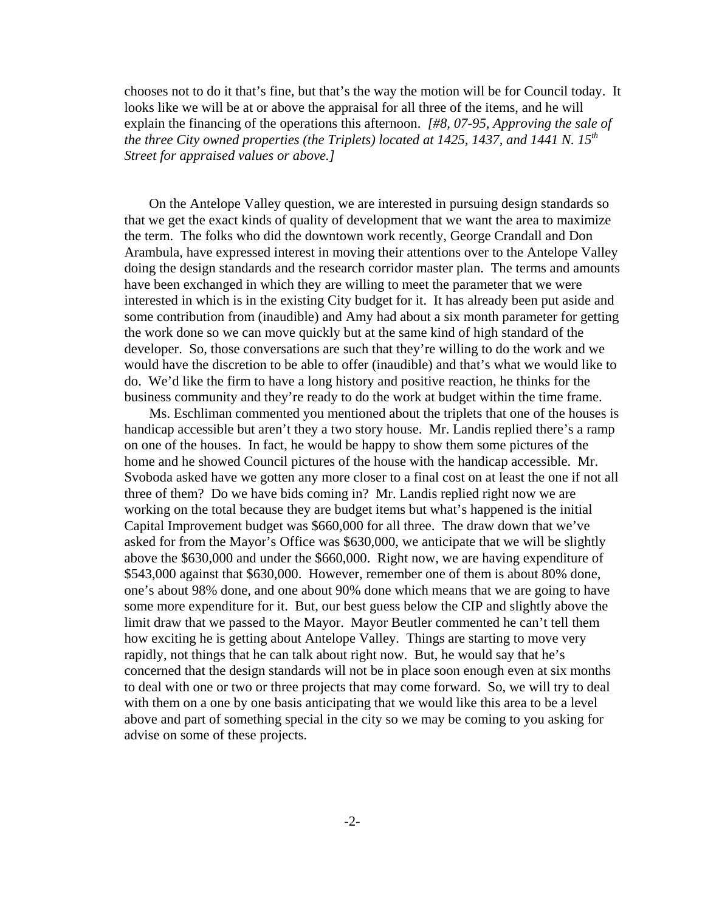chooses not to do it that's fine, but that's the way the motion will be for Council today. It looks like we will be at or above the appraisal for all three of the items, and he will explain the financing of the operations this afternoon. *[#8, 07-95, Approving the sale of the three City owned properties (the Triplets) located at 1425, 1437, and 1441 N. 15th Street for appraised values or above.]*

On the Antelope Valley question, we are interested in pursuing design standards so that we get the exact kinds of quality of development that we want the area to maximize the term. The folks who did the downtown work recently, George Crandall and Don Arambula, have expressed interest in moving their attentions over to the Antelope Valley doing the design standards and the research corridor master plan. The terms and amounts have been exchanged in which they are willing to meet the parameter that we were interested in which is in the existing City budget for it. It has already been put aside and some contribution from (inaudible) and Amy had about a six month parameter for getting the work done so we can move quickly but at the same kind of high standard of the developer. So, those conversations are such that they're willing to do the work and we would have the discretion to be able to offer (inaudible) and that's what we would like to do. We'd like the firm to have a long history and positive reaction, he thinks for the business community and they're ready to do the work at budget within the time frame.

Ms. Eschliman commented you mentioned about the triplets that one of the houses is handicap accessible but aren't they a two story house. Mr. Landis replied there's a ramp on one of the houses. In fact, he would be happy to show them some pictures of the home and he showed Council pictures of the house with the handicap accessible. Mr. Svoboda asked have we gotten any more closer to a final cost on at least the one if not all three of them? Do we have bids coming in? Mr. Landis replied right now we are working on the total because they are budget items but what's happened is the initial Capital Improvement budget was $660,000 for all three. The draw down that we've asked for from the Mayor's Office was $630,000, we anticipate that we will be slightly above the $630,000 and under the $660,000. Right now, we are having expenditure of $543,000 against that $630,000. However, remember one of them is about 80% done, one's about 98% done, and one about 90% done which means that we are going to have some more expenditure for it. But, our best guess below the CIP and slightly above the limit draw that we passed to the Mayor. Mayor Beutler commented he can't tell them how exciting he is getting about Antelope Valley. Things are starting to move very rapidly, not things that he can talk about right now. But, he would say that he's concerned that the design standards will not be in place soon enough even at six months to deal with one or two or three projects that may come forward. So, we will try to deal with them on a one by one basis anticipating that we would like this area to be a level above and part of something special in the city so we may be coming to you asking for advise on some of these projects.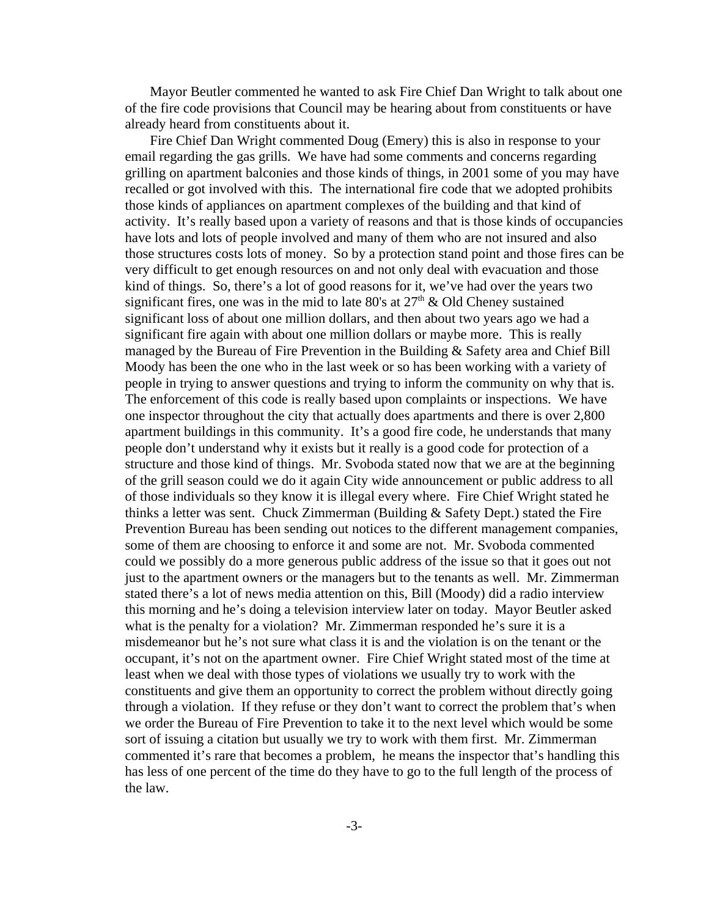Mayor Beutler commented he wanted to ask Fire Chief Dan Wright to talk about one of the fire code provisions that Council may be hearing about from constituents or have already heard from constituents about it.

Fire Chief Dan Wright commented Doug (Emery) this is also in response to your email regarding the gas grills. We have had some comments and concerns regarding grilling on apartment balconies and those kinds of things, in 2001 some of you may have recalled or got involved with this. The international fire code that we adopted prohibits those kinds of appliances on apartment complexes of the building and that kind of activity. It's really based upon a variety of reasons and that is those kinds of occupancies have lots and lots of people involved and many of them who are not insured and also those structures costs lots of money. So by a protection stand point and those fires can be very difficult to get enough resources on and not only deal with evacuation and those kind of things. So, there's a lot of good reasons for it, we've had over the years two significant fires, one was in the mid to late 80's at 27th & Old Cheney sustained significant loss of about one million dollars, and then about two years ago we had a significant fire again with about one million dollars or maybe more. This is really managed by the Bureau of Fire Prevention in the Building & Safety area and Chief Bill Moody has been the one who in the last week or so has been working with a variety of people in trying to answer questions and trying to inform the community on why that is. The enforcement of this code is really based upon complaints or inspections. We have one inspector throughout the city that actually does apartments and there is over 2,800 apartment buildings in this community. It's a good fire code, he understands that many people don't understand why it exists but it really is a good code for protection of a structure and those kind of things. Mr. Svoboda stated now that we are at the beginning of the grill season could we do it again City wide announcement or public address to all of those individuals so they know it is illegal every where. Fire Chief Wright stated he thinks a letter was sent. Chuck Zimmerman (Building & Safety Dept.) stated the Fire Prevention Bureau has been sending out notices to the different management companies, some of them are choosing to enforce it and some are not. Mr. Svoboda commented could we possibly do a more generous public address of the issue so that it goes out not just to the apartment owners or the managers but to the tenants as well. Mr. Zimmerman stated there's a lot of news media attention on this, Bill (Moody) did a radio interview this morning and he's doing a television interview later on today. Mayor Beutler asked what is the penalty for a violation? Mr. Zimmerman responded he's sure it is a misdemeanor but he's not sure what class it is and the violation is on the tenant or the occupant, it's not on the apartment owner. Fire Chief Wright stated most of the time at least when we deal with those types of violations we usually try to work with the constituents and give them an opportunity to correct the problem without directly going through a violation. If they refuse or they don't want to correct the problem that's when we order the Bureau of Fire Prevention to take it to the next level which would be some sort of issuing a citation but usually we try to work with them first. Mr. Zimmerman commented it's rare that becomes a problem, he means the inspector that's handling this has less of one percent of the time do they have to go to the full length of the process of the law.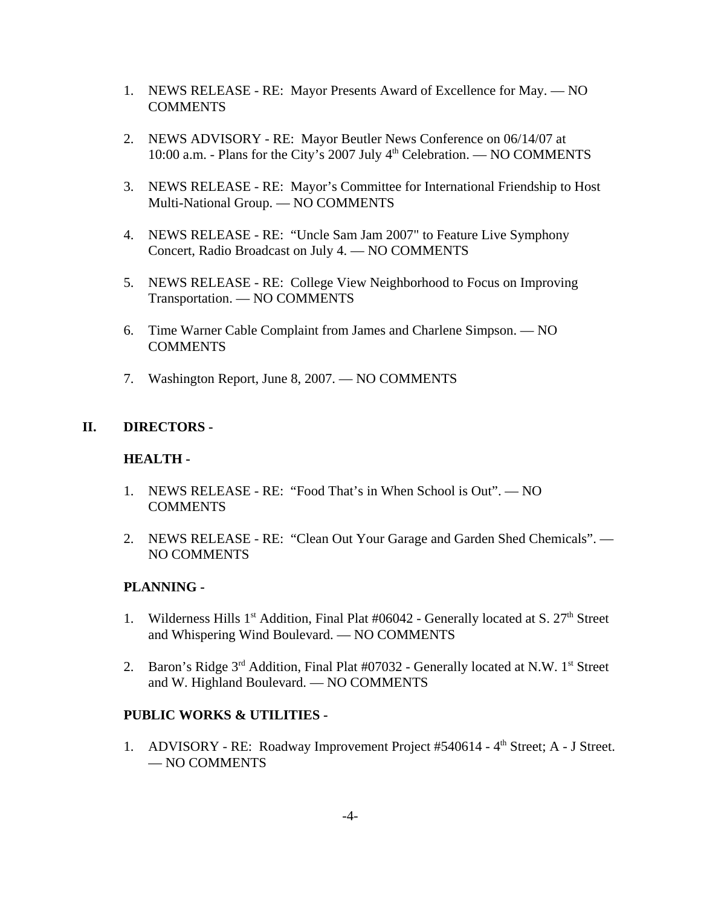1. NEWS RELEASE - RE: Mayor Presents Award of Excellence for May. — NO COMMENTS

2. NEWS ADVISORY - RE: Mayor Beutler News Conference on 06/14/07 at 10:00 a.m. - Plans for the City's 2007 July 4th Celebration. — NO COMMENTS

3. NEWS RELEASE - RE: Mayor's Committee for International Friendship to Host Multi-National Group. — NO COMMENTS

4. NEWS RELEASE - RE: "Uncle Sam Jam 2007" to Feature Live Symphony Concert, Radio Broadcast on July 4. — NO COMMENTS

5. NEWS RELEASE - RE: College View Neighborhood to Focus on Improving Transportation. — NO COMMENTS

6. Time Warner Cable Complaint from James and Charlene Simpson. — NO COMMENTS

7. Washington Report, June 8, 2007. — NO COMMENTS

## II. DIRECTORS -

### HEALTH -

1. NEWS RELEASE - RE: "Food That's in When School is Out". — NO COMMENTS

2. NEWS RELEASE - RE: "Clean Out Your Garage and Garden Shed Chemicals". — NO COMMENTS

### PLANNING -

1. Wilderness Hills 1st Addition, Final Plat #06042 - Generally located at S. 27th Street and Whispering Wind Boulevard. — NO COMMENTS

2. Baron's Ridge 3rd Addition, Final Plat #07032 - Generally located at N.W. 1st Street and W. Highland Boulevard. — NO COMMENTS

### PUBLIC WORKS & UTILITIES -

1. ADVISORY - RE: Roadway Improvement Project #540614 - 4th Street; A - J Street. — NO COMMENTS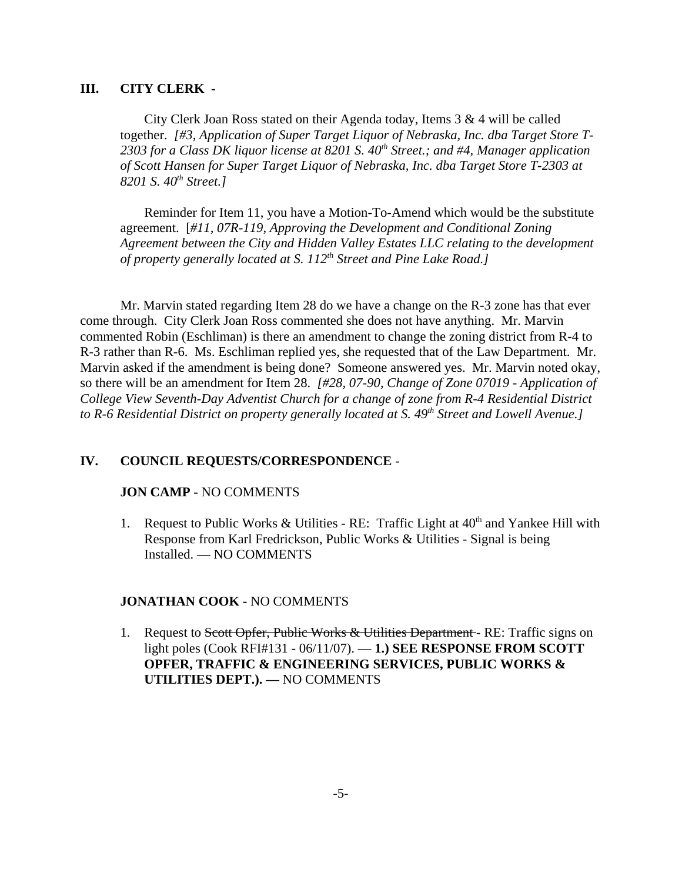## III. CITY CLERK -

City Clerk Joan Ross stated on their Agenda today, Items 3 & 4 will be called together. *[#3, Application of Super Target Liquor of Nebraska, Inc. dba Target Store T-2303 for a Class DK liquor license at 8201 S. 40th Street.; and #4, Manager application of Scott Hansen for Super Target Liquor of Nebraska, Inc. dba Target Store T-2303 at 8201 S. 40th Street.]*

Reminder for Item 11, you have a Motion-To-Amend which would be the substitute agreement. [*#11, 07R-119, Approving the Development and Conditional Zoning Agreement between the City and Hidden Valley Estates LLC relating to the development of property generally located at S. 112th Street and Pine Lake Road.]*

Mr. Marvin stated regarding Item 28 do we have a change on the R-3 zone has that ever come through. City Clerk Joan Ross commented she does not have anything. Mr. Marvin commented Robin (Eschliman) is there an amendment to change the zoning district from R-4 to R-3 rather than R-6. Ms. Eschliman replied yes, she requested that of the Law Department. Mr. Marvin asked if the amendment is being done? Someone answered yes. Mr. Marvin noted okay, so there will be an amendment for Item 28. *[#28, 07-90, Change of Zone 07019 - Application of College View Seventh-Day Adventist Church for a change of zone from R-4 Residential District to R-6 Residential District on property generally located at S. 49th Street and Lowell Avenue.]*

## IV. COUNCIL REQUESTS/CORRESPONDENCE -

**JON CAMP -** NO COMMENTS

1. Request to Public Works & Utilities - RE: Traffic Light at 40th and Yankee Hill with Response from Karl Fredrickson, Public Works & Utilities - Signal is being Installed. — NO COMMENTS

**JONATHAN COOK -** NO COMMENTS

1. Request to ~~Scott Opfer, Public Works & Utilities Department~~ - RE: Traffic signs on light poles (Cook RFI#131 - 06/11/07). — **1.) SEE RESPONSE FROM SCOTT OPFER, TRAFFIC & ENGINEERING SERVICES, PUBLIC WORKS & UTILITIES DEPT.). —** NO COMMENTS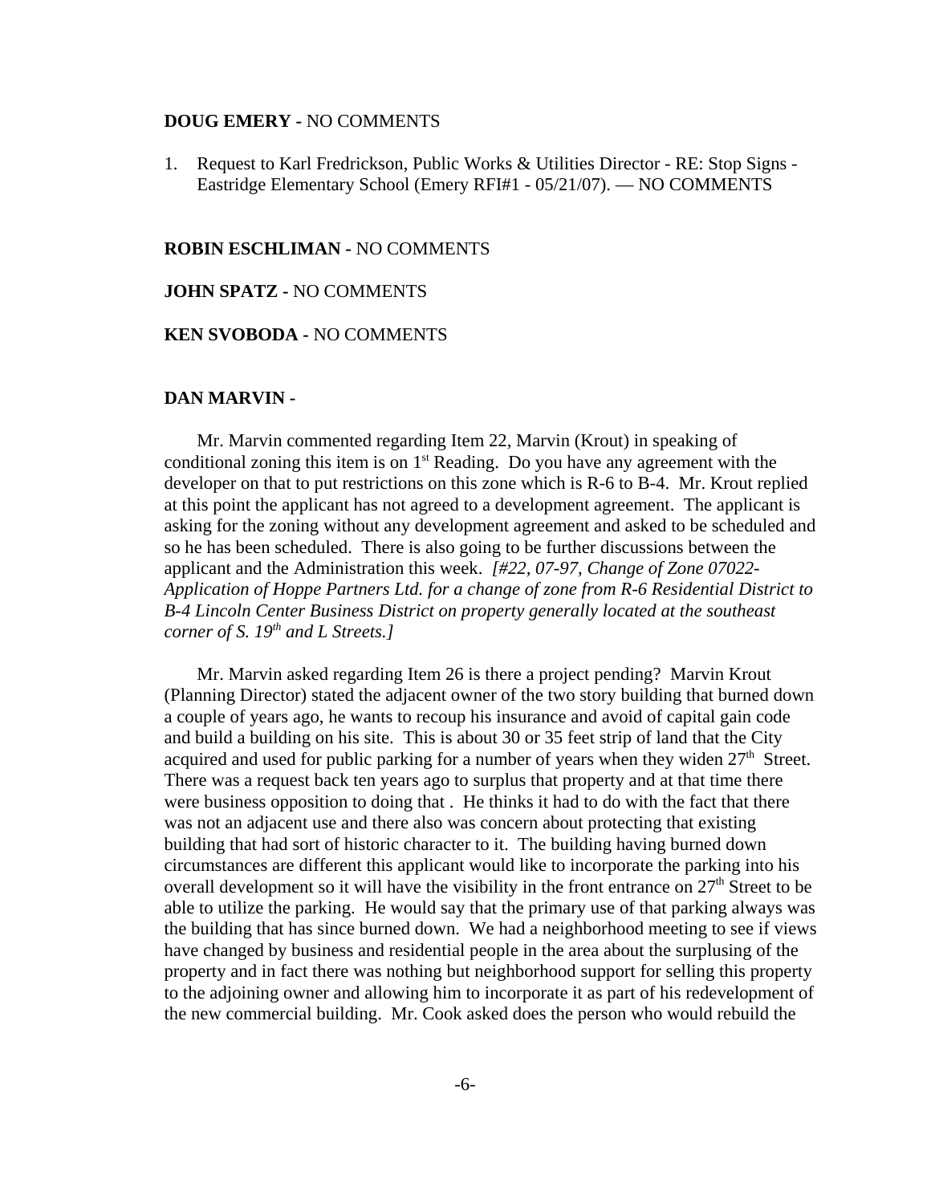**DOUG EMERY -** NO COMMENTS

1. Request to Karl Fredrickson, Public Works & Utilities Director - RE: Stop Signs - Eastridge Elementary School (Emery RFI#1 - 05/21/07). — NO COMMENTS

**ROBIN ESCHLIMAN -** NO COMMENTS

**JOHN SPATZ -** NO COMMENTS

**KEN SVOBODA -** NO COMMENTS

**DAN MARVIN -**

Mr. Marvin commented regarding Item 22, Marvin (Krout) in speaking of conditional zoning this item is on 1st Reading. Do you have any agreement with the developer on that to put restrictions on this zone which is R-6 to B-4. Mr. Krout replied at this point the applicant has not agreed to a development agreement. The applicant is asking for the zoning without any development agreement and asked to be scheduled and so he has been scheduled. There is also going to be further discussions between the applicant and the Administration this week. *[#22, 07-97, Change of Zone 07022- Application of Hoppe Partners Ltd. for a change of zone from R-6 Residential District to B-4 Lincoln Center Business District on property generally located at the southeast corner of S. 19th and L Streets.]*

Mr. Marvin asked regarding Item 26 is there a project pending? Marvin Krout (Planning Director) stated the adjacent owner of the two story building that burned down a couple of years ago, he wants to recoup his insurance and avoid of capital gain code and build a building on his site. This is about 30 or 35 feet strip of land that the City acquired and used for public parking for a number of years when they widen 27th Street. There was a request back ten years ago to surplus that property and at that time there were business opposition to doing that . He thinks it had to do with the fact that there was not an adjacent use and there also was concern about protecting that existing building that had sort of historic character to it. The building having burned down circumstances are different this applicant would like to incorporate the parking into his overall development so it will have the visibility in the front entrance on 27th Street to be able to utilize the parking. He would say that the primary use of that parking always was the building that has since burned down. We had a neighborhood meeting to see if views have changed by business and residential people in the area about the surplusing of the property and in fact there was nothing but neighborhood support for selling this property to the adjoining owner and allowing him to incorporate it as part of his redevelopment of the new commercial building. Mr. Cook asked does the person who would rebuild the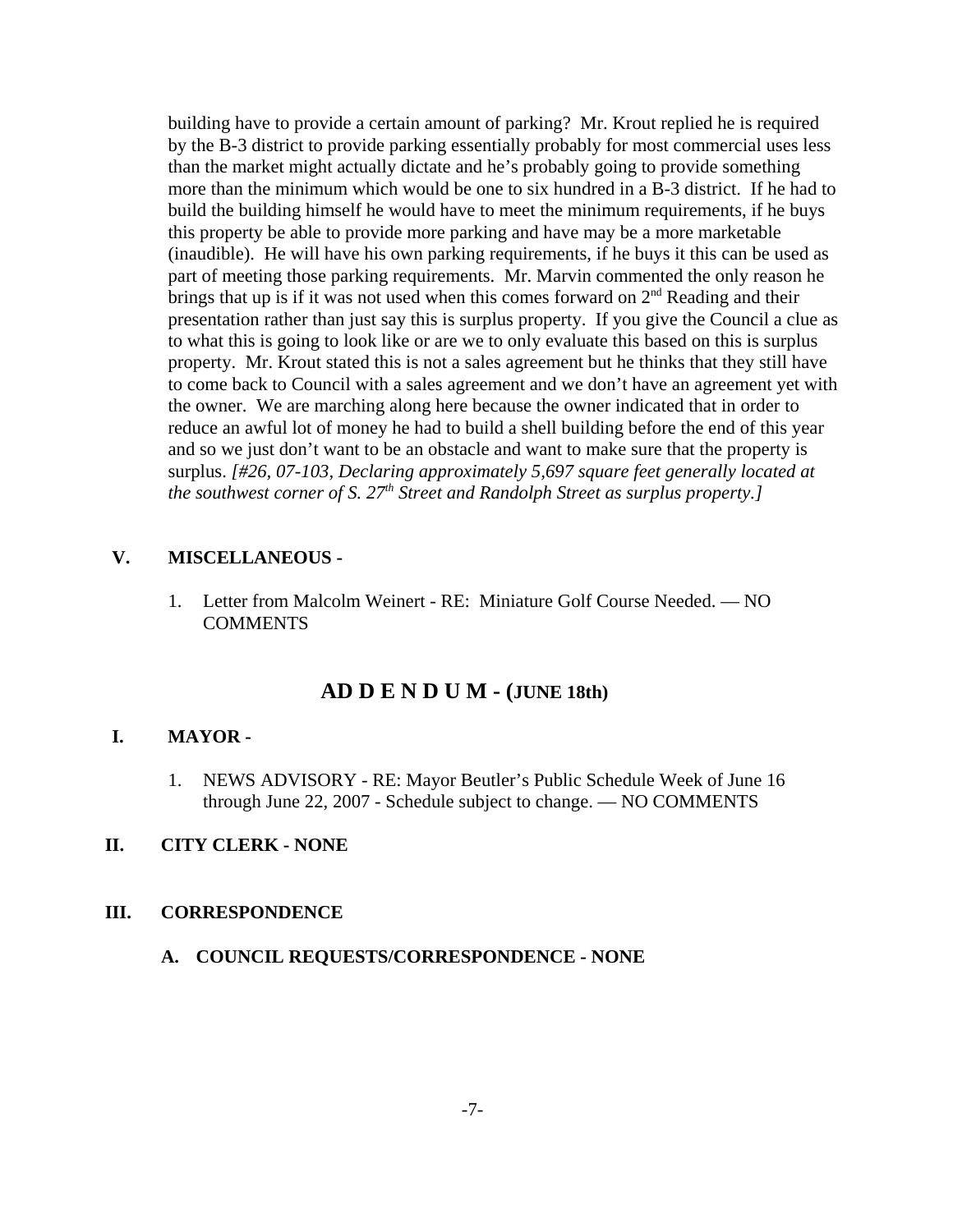building have to provide a certain amount of parking? Mr. Krout replied he is required by the B-3 district to provide parking essentially probably for most commercial uses less than the market might actually dictate and he's probably going to provide something more than the minimum which would be one to six hundred in a B-3 district. If he had to build the building himself he would have to meet the minimum requirements, if he buys this property be able to provide more parking and have may be a more marketable (inaudible). He will have his own parking requirements, if he buys it this can be used as part of meeting those parking requirements. Mr. Marvin commented the only reason he brings that up is if it was not used when this comes forward on 2nd Reading and their presentation rather than just say this is surplus property. If you give the Council a clue as to what this is going to look like or are we to only evaluate this based on this is surplus property. Mr. Krout stated this is not a sales agreement but he thinks that they still have to come back to Council with a sales agreement and we don't have an agreement yet with the owner. We are marching along here because the owner indicated that in order to reduce an awful lot of money he had to build a shell building before the end of this year and so we just don't want to be an obstacle and want to make sure that the property is surplus. *[#26, 07-103, Declaring approximately 5,697 square feet generally located at the southwest corner of S. 27th Street and Randolph Street as surplus property.]*

## V. MISCELLANEOUS -

1. Letter from Malcolm Weinert - RE: Miniature Golf Course Needed. — NO COMMENTS

# AD D E N D U M - (JUNE 18th)

## I. MAYOR -

1. NEWS ADVISORY - RE: Mayor Beutler's Public Schedule Week of June 16 through June 22, 2007 - Schedule subject to change. — NO COMMENTS

## II. CITY CLERK - NONE

## III. CORRESPONDENCE

### A. COUNCIL REQUESTS/CORRESPONDENCE - NONE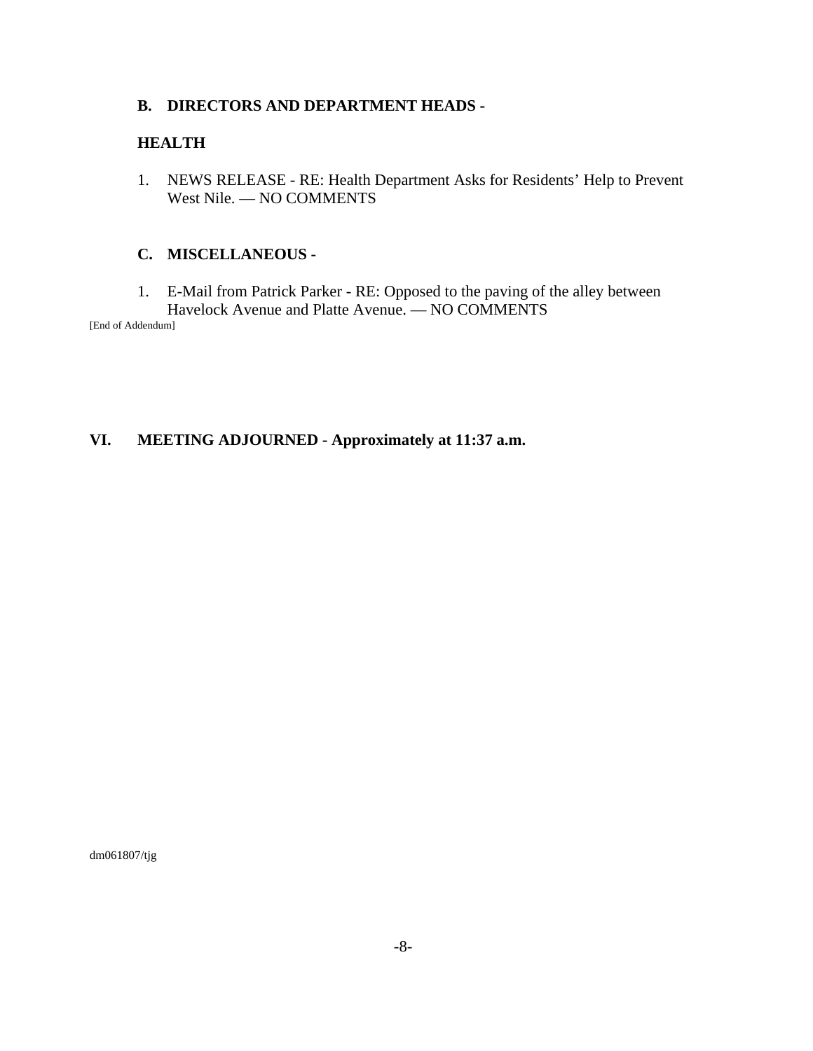**B. DIRECTORS AND DEPARTMENT HEADS -**

**HEALTH**

1. NEWS RELEASE - RE: Health Department Asks for Residents' Help to Prevent West Nile. — NO COMMENTS

**C. MISCELLANEOUS -**

1. E-Mail from Patrick Parker - RE: Opposed to the paving of the alley between Havelock Avenue and Platte Avenue. — NO COMMENTS

[End of Addendum]

**VI. MEETING ADJOURNED - Approximately at 11:37 a.m.**

dm061807/tjg